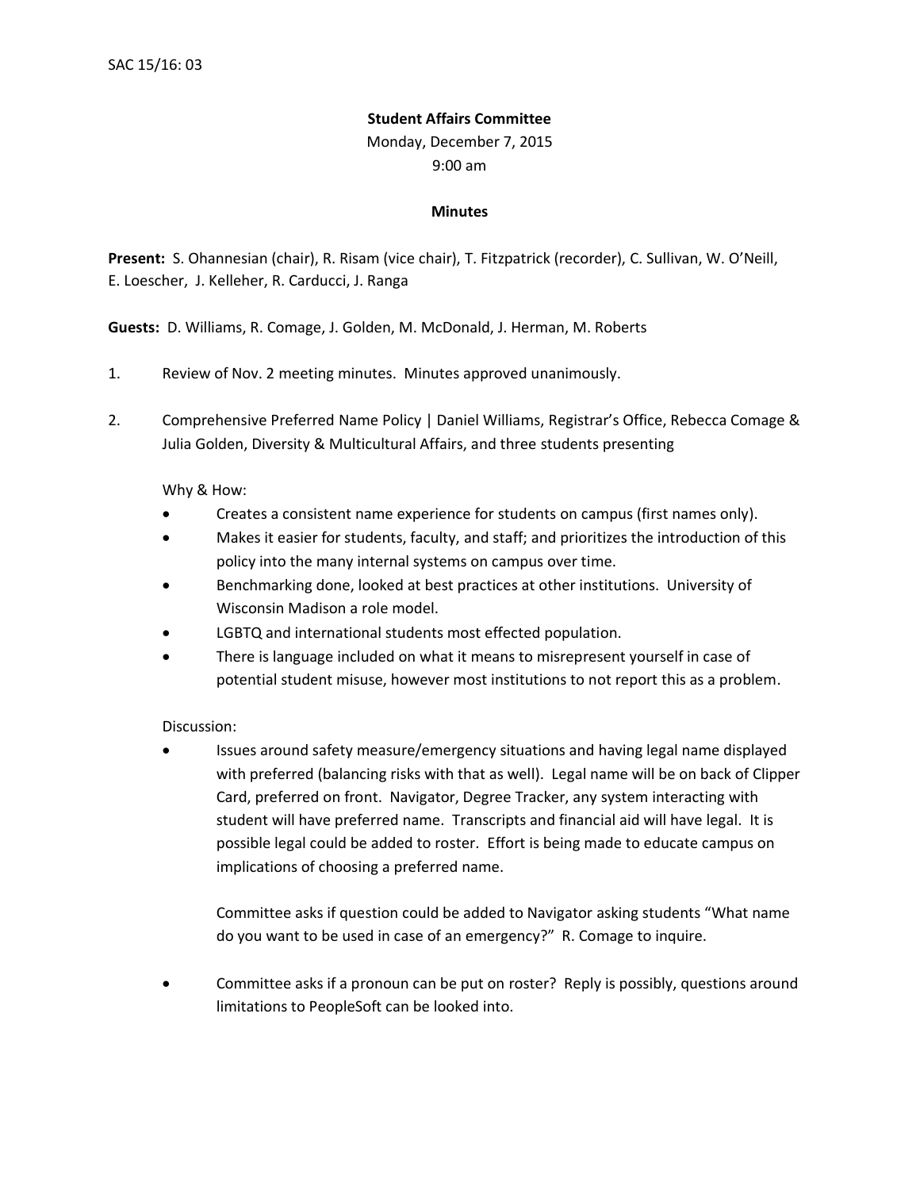SAC 15/16: 03

**Student Affairs Committee**

Monday, December 7, 2015

9:00 am

**Minutes**

**Present:** S. Ohannesian (chair), R. Risam (vice chair), T. Fitzpatrick (recorder), C. Sullivan, W. O'Neill, E. Loescher, J. Kelleher, R. Carducci, J. Ranga

**Guests:** D. Williams, R. Comage, J. Golden, M. McDonald, J. Herman, M. Roberts

1. Review of Nov. 2 meeting minutes. Minutes approved unanimously.

2. Comprehensive Preferred Name Policy | Daniel Williams, Registrar's Office, Rebecca Comage & Julia Golden, Diversity & Multicultural Affairs, and three students presenting

   Why & How:

   - Creates a consistent name experience for students on campus (first names only).
   - Makes it easier for students, faculty, and staff; and prioritizes the introduction of this policy into the many internal systems on campus over time.
   - Benchmarking done, looked at best practices at other institutions. University of Wisconsin Madison a role model.
   - LGBTQ and international students most effected population.
   - There is language included on what it means to misrepresent yourself in case of potential student misuse, however most institutions to not report this as a problem.

   Discussion:

   - Issues around safety measure/emergency situations and having legal name displayed with preferred (balancing risks with that as well). Legal name will be on back of Clipper Card, preferred on front. Navigator, Degree Tracker, any system interacting with student will have preferred name. Transcripts and financial aid will have legal. It is possible legal could be added to roster. Effort is being made to educate campus on implications of choosing a preferred name.

     Committee asks if question could be added to Navigator asking students "What name do you want to be used in case of an emergency?" R. Comage to inquire.

   - Committee asks if a pronoun can be put on roster? Reply is possibly, questions around limitations to PeopleSoft can be looked into.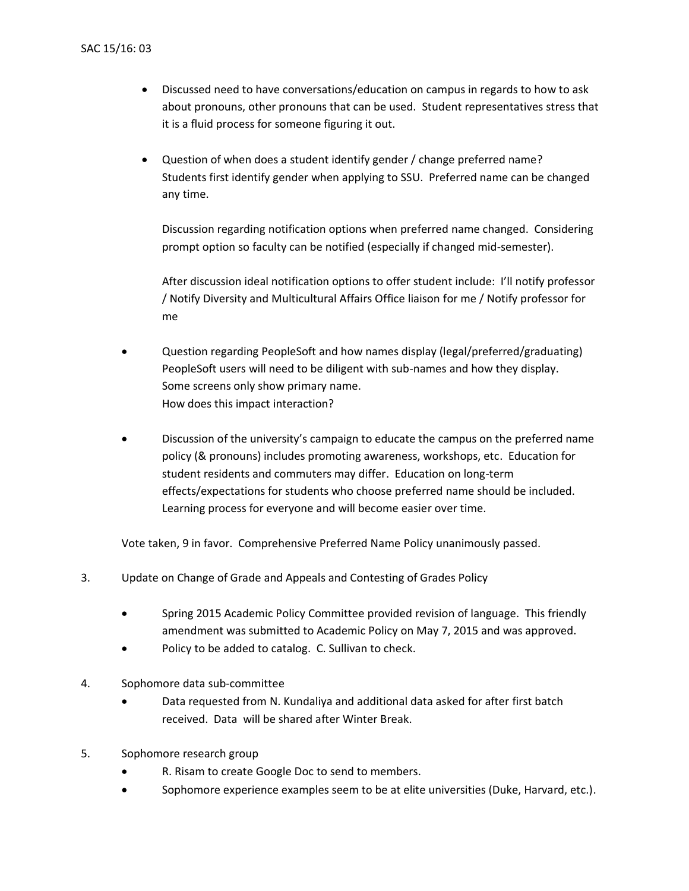- Discussed need to have conversations/education on campus in regards to how to ask about pronouns, other pronouns that can be used. Student representatives stress that it is a fluid process for someone figuring it out.

- Question of when does a student identify gender / change preferred name? Students first identify gender when applying to SSU. Preferred name can be changed any time.

  Discussion regarding notification options when preferred name changed. Considering prompt option so faculty can be notified (especially if changed mid-semester).

  After discussion ideal notification options to offer student include: I'll notify professor / Notify Diversity and Multicultural Affairs Office liaison for me / Notify professor for me

- Question regarding PeopleSoft and how names display (legal/preferred/graduating) PeopleSoft users will need to be diligent with sub-names and how they display. Some screens only show primary name. How does this impact interaction?

- Discussion of the university's campaign to educate the campus on the preferred name policy (& pronouns) includes promoting awareness, workshops, etc. Education for student residents and commuters may differ. Education on long-term effects/expectations for students who choose preferred name should be included. Learning process for everyone and will become easier over time.

Vote taken, 9 in favor. Comprehensive Preferred Name Policy unanimously passed.

3. Update on Change of Grade and Appeals and Contesting of Grades Policy

   - Spring 2015 Academic Policy Committee provided revision of language. This friendly amendment was submitted to Academic Policy on May 7, 2015 and was approved.
   - Policy to be added to catalog. C. Sullivan to check.

4. Sophomore data sub-committee
   - Data requested from N. Kundaliya and additional data asked for after first batch received. Data will be shared after Winter Break.

5. Sophomore research group
   - R. Risam to create Google Doc to send to members.
   - Sophomore experience examples seem to be at elite universities (Duke, Harvard, etc.).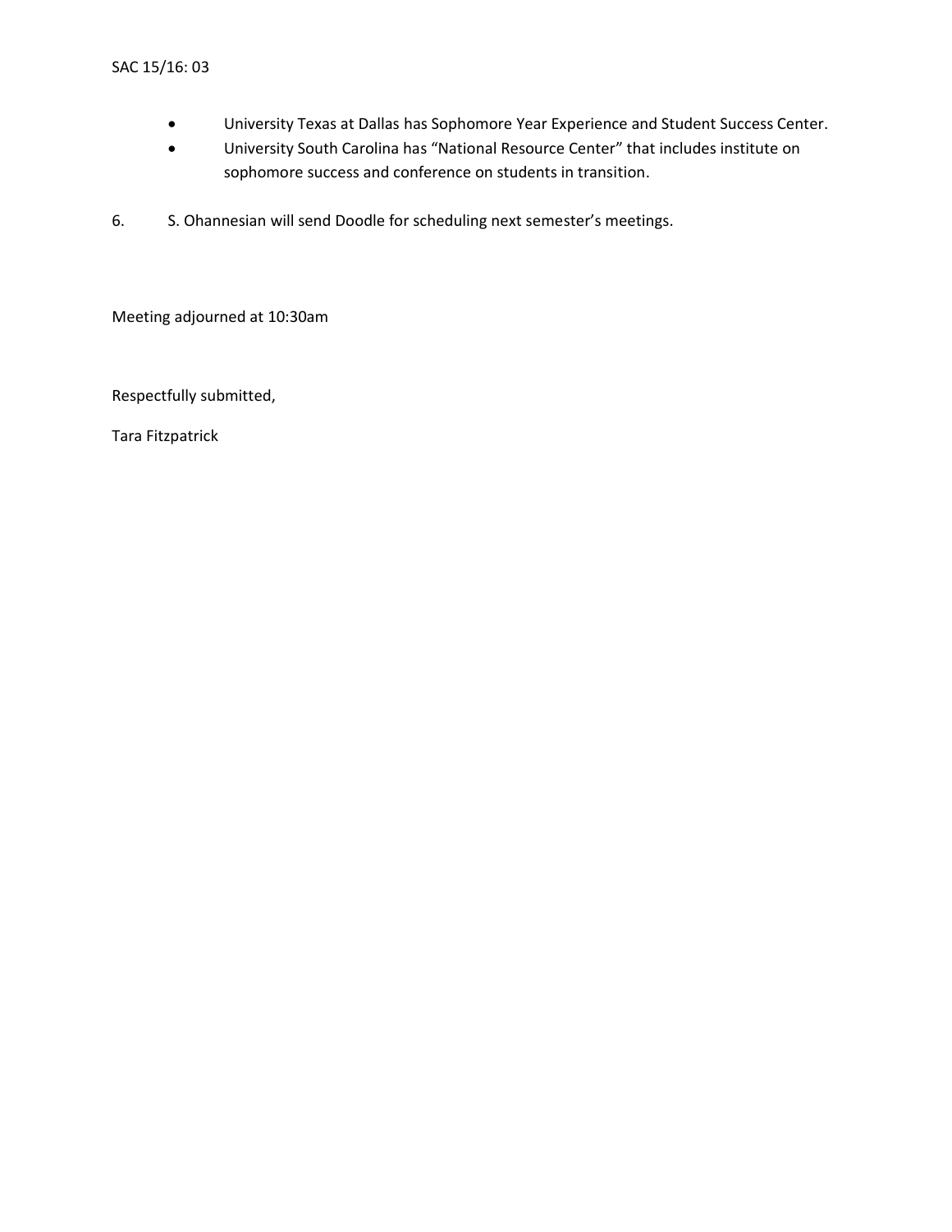- University Texas at Dallas has Sophomore Year Experience and Student Success Center.
- University South Carolina has "National Resource Center" that includes institute on sophomore success and conference on students in transition.

6. S. Ohannesian will send Doodle for scheduling next semester's meetings.

Meeting adjourned at 10:30am

Respectfully submitted,

Tara Fitzpatrick